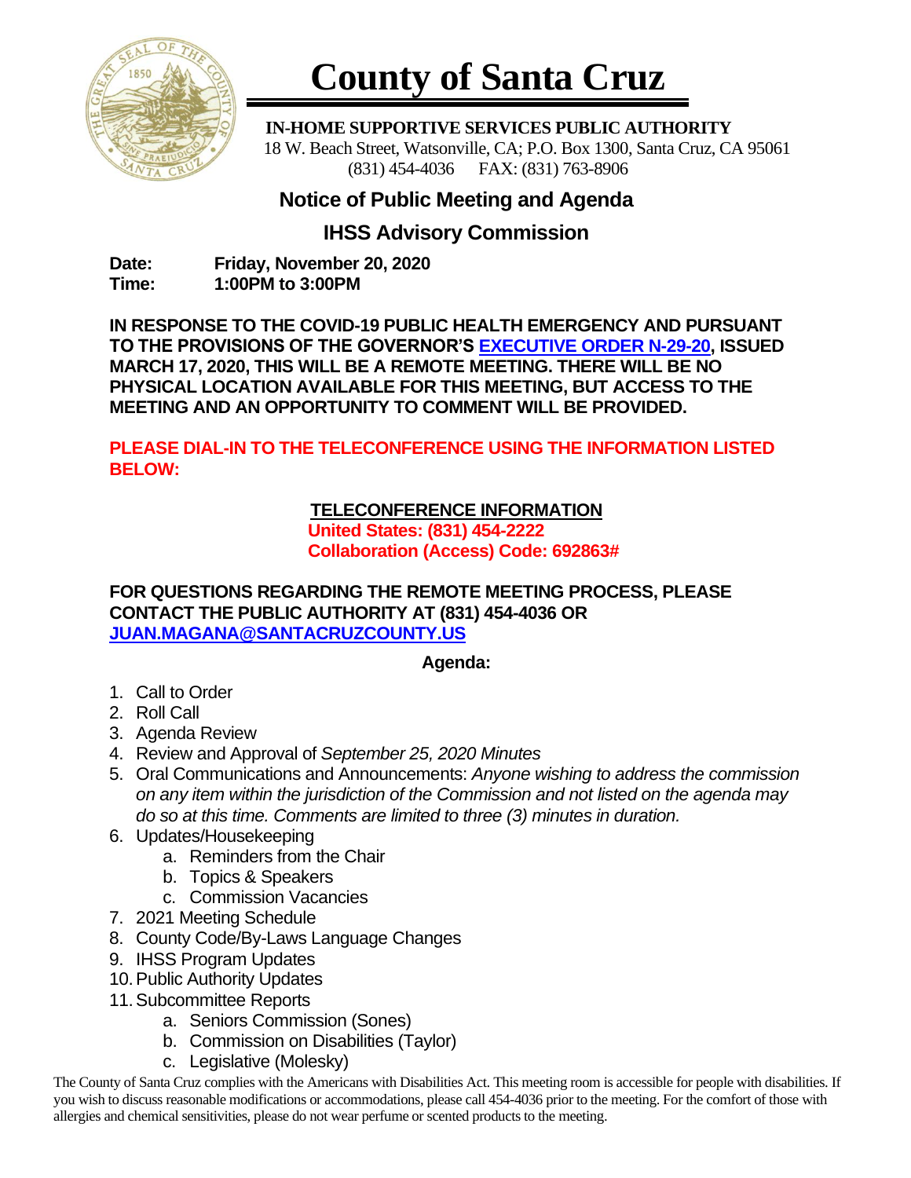# County of Santa Cruz

**IN-HOME SUPPORTIVE SERVICES PUBLIC AUTHORITY**
18 W. Beach Street, Watsonville, CA; P.O. Box 1300, Santa Cruz, CA 95061
(831) 454-4036 FAX: (831) 763-8906

## Notice of Public Meeting and Agenda

## IHSS Advisory Commission

**Date:** **Friday, November 20, 2020**
**Time:** **1:00PM to 3:00PM**

**IN RESPONSE TO THE COVID-19 PUBLIC HEALTH EMERGENCY AND PURSUANT TO THE PROVISIONS OF THE GOVERNOR'S EXECUTIVE ORDER N-29-20, ISSUED MARCH 17, 2020, THIS WILL BE A REMOTE MEETING. THERE WILL BE NO PHYSICAL LOCATION AVAILABLE FOR THIS MEETING, BUT ACCESS TO THE MEETING AND AN OPPORTUNITY TO COMMENT WILL BE PROVIDED.**

**PLEASE DIAL-IN TO THE TELECONFERENCE USING THE INFORMATION LISTED BELOW:**

**TELECONFERENCE INFORMATION**
**United States: (831) 454-2222**
**Collaboration (Access) Code: 692863#**

**FOR QUESTIONS REGARDING THE REMOTE MEETING PROCESS, PLEASE CONTACT THE PUBLIC AUTHORITY AT (831) 454-4036 OR JUAN.MAGANA@SANTACRUZCOUNTY.US**

**Agenda:**

1. Call to Order
2. Roll Call
3. Agenda Review
4. Review and Approval of *September 25, 2020 Minutes*
5. Oral Communications and Announcements: *Anyone wishing to address the commission on any item within the jurisdiction of the Commission and not listed on the agenda may do so at this time. Comments are limited to three (3) minutes in duration.*
6. Updates/Housekeeping
   a. Reminders from the Chair
   b. Topics & Speakers
   c. Commission Vacancies
7. 2021 Meeting Schedule
8. County Code/By-Laws Language Changes
9. IHSS Program Updates
10. Public Authority Updates
11. Subcommittee Reports
    a. Seniors Commission (Sones)
    b. Commission on Disabilities (Taylor)
    c. Legislative (Molesky)

The County of Santa Cruz complies with the Americans with Disabilities Act. This meeting room is accessible for people with disabilities. If you wish to discuss reasonable modifications or accommodations, please call 454-4036 prior to the meeting. For the comfort of those with allergies and chemical sensitivities, please do not wear perfume or scented products to the meeting.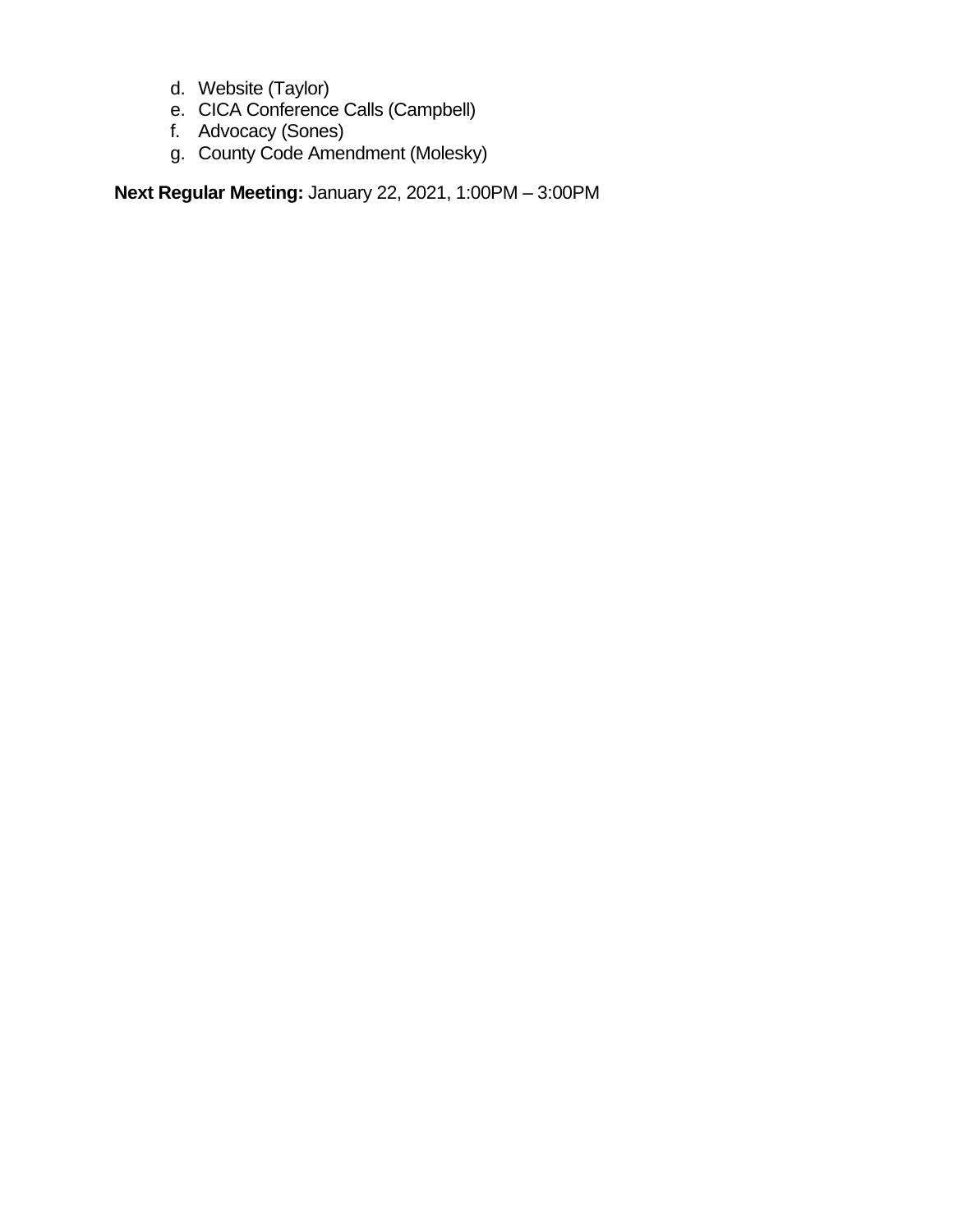d. Website (Taylor)
e. CICA Conference Calls (Campbell)
f. Advocacy (Sones)
g. County Code Amendment (Molesky)

**Next Regular Meeting:** January 22, 2021, 1:00PM – 3:00PM